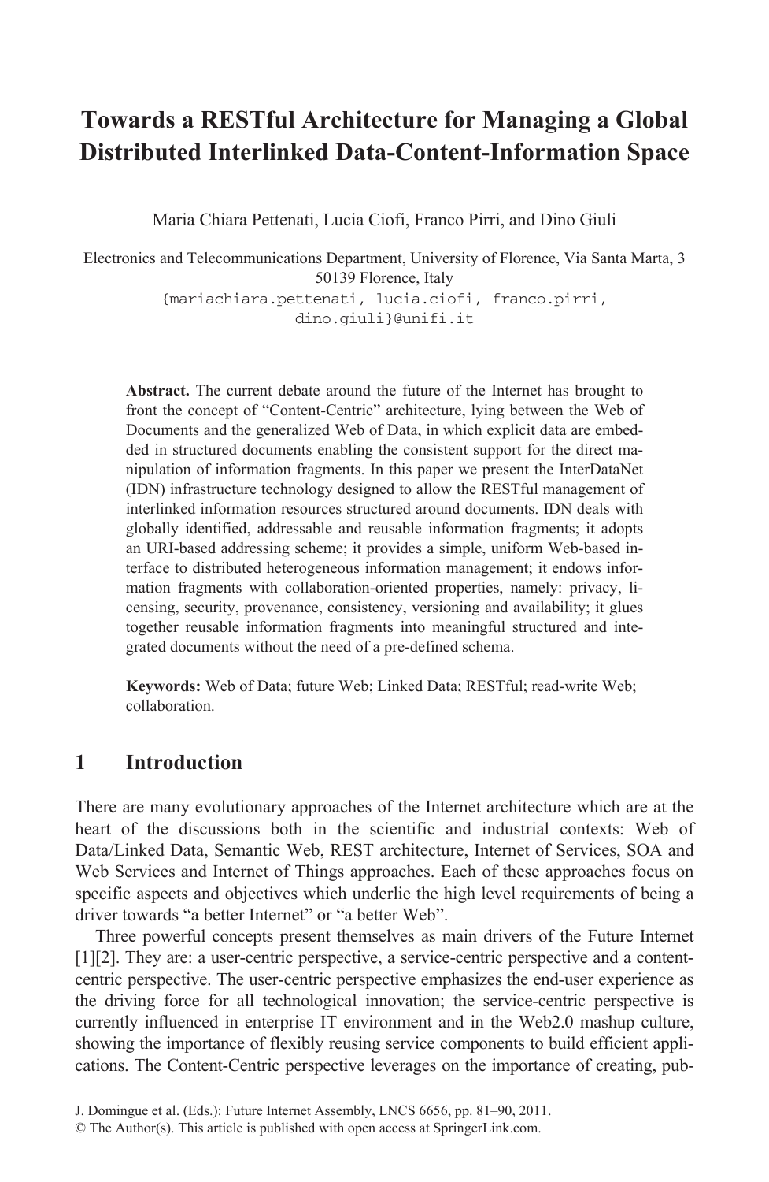# Towards a RESTful Architecture for Managing a Global Distributed Interlinked Data-Content-Information Space

Maria Chiara Pettenati, Lucia Ciofi, Franco Pirri, and Dino Giuli

Electronics and Telecommunications Department, University of Florence, Via Santa Marta, 3 50139 Florence, Italy
{mariachiara.pettenati, lucia.ciofi, franco.pirri, dino.giuli}@unifi.it

**Abstract.** The current debate around the future of the Internet has brought to front the concept of "Content-Centric" architecture, lying between the Web of Documents and the generalized Web of Data, in which explicit data are embedded in structured documents enabling the consistent support for the direct manipulation of information fragments. In this paper we present the InterDataNet (IDN) infrastructure technology designed to allow the RESTful management of interlinked information resources structured around documents. IDN deals with globally identified, addressable and reusable information fragments; it adopts an URI-based addressing scheme; it provides a simple, uniform Web-based interface to distributed heterogeneous information management; it endows information fragments with collaboration-oriented properties, namely: privacy, licensing, security, provenance, consistency, versioning and availability; it glues together reusable information fragments into meaningful structured and integrated documents without the need of a pre-defined schema.

**Keywords:** Web of Data; future Web; Linked Data; RESTful; read-write Web; collaboration.

## 1 Introduction

There are many evolutionary approaches of the Internet architecture which are at the heart of the discussions both in the scientific and industrial contexts: Web of Data/Linked Data, Semantic Web, REST architecture, Internet of Services, SOA and Web Services and Internet of Things approaches. Each of these approaches focus on specific aspects and objectives which underlie the high level requirements of being a driver towards "a better Internet" or "a better Web".

Three powerful concepts present themselves as main drivers of the Future Internet [1][2]. They are: a user-centric perspective, a service-centric perspective and a content-centric perspective. The user-centric perspective emphasizes the end-user experience as the driving force for all technological innovation; the service-centric perspective is currently influenced in enterprise IT environment and in the Web2.0 mashup culture, showing the importance of flexibly reusing service components to build efficient applications. The Content-Centric perspective leverages on the importance of creating, pub-

J. Domingue et al. (Eds.): Future Internet Assembly, LNCS 6656, pp. 81–90, 2011.
© The Author(s). This article is published with open access at SpringerLink.com.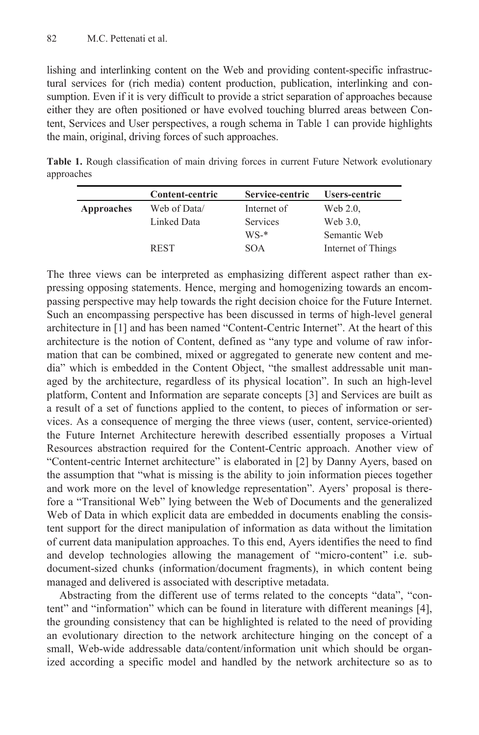lishing and interlinking content on the Web and providing content-specific infrastructural services for (rich media) content production, publication, interlinking and consumption. Even if it is very difficult to provide a strict separation of approaches because either they are often positioned or have evolved touching blurred areas between Content, Services and User perspectives, a rough schema in Table 1 can provide highlights the main, original, driving forces of such approaches.

**Table 1.** Rough classification of main driving forces in current Future Network evolutionary approaches

| | Content-centric | Service-centric | Users-centric |
|---|---|---|---|
| **Approaches** | Web of Data/ Linked Data | Internet of Services | Web 2.0, Web 3.0, |
| | | WS-* | Semantic Web |
| | REST | SOA | Internet of Things |

The three views can be interpreted as emphasizing different aspect rather than expressing opposing statements. Hence, merging and homogenizing towards an encompassing perspective may help towards the right decision choice for the Future Internet. Such an encompassing perspective has been discussed in terms of high-level general architecture in [1] and has been named "Content-Centric Internet". At the heart of this architecture is the notion of Content, defined as "any type and volume of raw information that can be combined, mixed or aggregated to generate new content and media" which is embedded in the Content Object, "the smallest addressable unit managed by the architecture, regardless of its physical location". In such an high-level platform, Content and Information are separate concepts [3] and Services are built as a result of a set of functions applied to the content, to pieces of information or services. As a consequence of merging the three views (user, content, service-oriented) the Future Internet Architecture herewith described essentially proposes a Virtual Resources abstraction required for the Content-Centric approach. Another view of "Content-centric Internet architecture" is elaborated in [2] by Danny Ayers, based on the assumption that "what is missing is the ability to join information pieces together and work more on the level of knowledge representation". Ayers' proposal is therefore a "Transitional Web" lying between the Web of Documents and the generalized Web of Data in which explicit data are embedded in documents enabling the consistent support for the direct manipulation of information as data without the limitation of current data manipulation approaches. To this end, Ayers identifies the need to find and develop technologies allowing the management of "micro-content" i.e. sub-document-sized chunks (information/document fragments), in which content being managed and delivered is associated with descriptive metadata.

Abstracting from the different use of terms related to the concepts "data", "content" and "information" which can be found in literature with different meanings [4], the grounding consistency that can be highlighted is related to the need of providing an evolutionary direction to the network architecture hinging on the concept of a small, Web-wide addressable data/content/information unit which should be organized according a specific model and handled by the network architecture so as to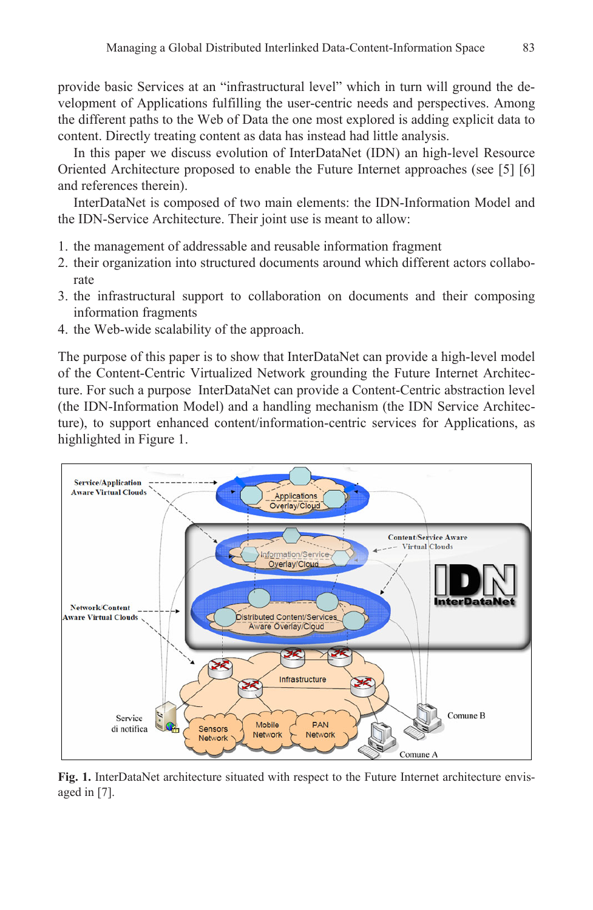provide basic Services at an "infrastructural level" which in turn will ground the development of Applications fulfilling the user-centric needs and perspectives. Among the different paths to the Web of Data the one most explored is adding explicit data to content. Directly treating content as data has instead had little analysis.

In this paper we discuss evolution of InterDataNet (IDN) an high-level Resource Oriented Architecture proposed to enable the Future Internet approaches (see [5] [6] and references therein).

InterDataNet is composed of two main elements: the IDN-Information Model and the IDN-Service Architecture. Their joint use is meant to allow:

1. the management of addressable and reusable information fragment
2. their organization into structured documents around which different actors collaborate
3. the infrastructural support to collaboration on documents and their composing information fragments
4. the Web-wide scalability of the approach.

The purpose of this paper is to show that InterDataNet can provide a high-level model of the Content-Centric Virtualized Network grounding the Future Internet Architecture. For such a purpose InterDataNet can provide a Content-Centric abstraction level (the IDN-Information Model) and a handling mechanism (the IDN Service Architecture), to support enhanced content/information-centric services for Applications, as highlighted in Figure 1.

**Fig. 1.** InterDataNet architecture situated with respect to the Future Internet architecture envisaged in [7].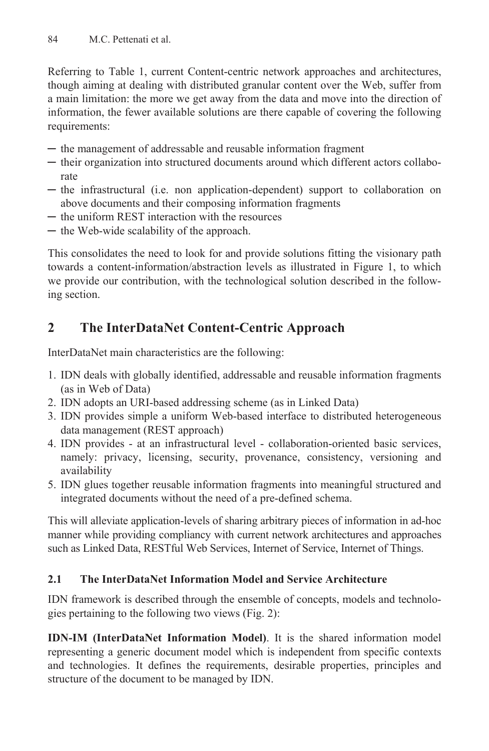Referring to Table 1, current Content-centric network approaches and architectures, though aiming at dealing with distributed granular content over the Web, suffer from a main limitation: the more we get away from the data and move into the direction of information, the fewer available solutions are there capable of covering the following requirements:

- the management of addressable and reusable information fragment
- their organization into structured documents around which different actors collaborate
- the infrastructural (i.e. non application-dependent) support to collaboration on above documents and their composing information fragments
- the uniform REST interaction with the resources
- the Web-wide scalability of the approach.

This consolidates the need to look for and provide solutions fitting the visionary path towards a content-information/abstraction levels as illustrated in Figure 1, to which we provide our contribution, with the technological solution described in the following section.

## 2 The InterDataNet Content-Centric Approach

InterDataNet main characteristics are the following:

1. IDN deals with globally identified, addressable and reusable information fragments (as in Web of Data)
2. IDN adopts an URI-based addressing scheme (as in Linked Data)
3. IDN provides simple a uniform Web-based interface to distributed heterogeneous data management (REST approach)
4. IDN provides - at an infrastructural level - collaboration-oriented basic services, namely: privacy, licensing, security, provenance, consistency, versioning and availability
5. IDN glues together reusable information fragments into meaningful structured and integrated documents without the need of a pre-defined schema.

This will alleviate application-levels of sharing arbitrary pieces of information in ad-hoc manner while providing compliancy with current network architectures and approaches such as Linked Data, RESTful Web Services, Internet of Service, Internet of Things.

### 2.1 The InterDataNet Information Model and Service Architecture

IDN framework is described through the ensemble of concepts, models and technologies pertaining to the following two views (Fig. 2):

**IDN-IM (InterDataNet Information Model)**. It is the shared information model representing a generic document model which is independent from specific contexts and technologies. It defines the requirements, desirable properties, principles and structure of the document to be managed by IDN.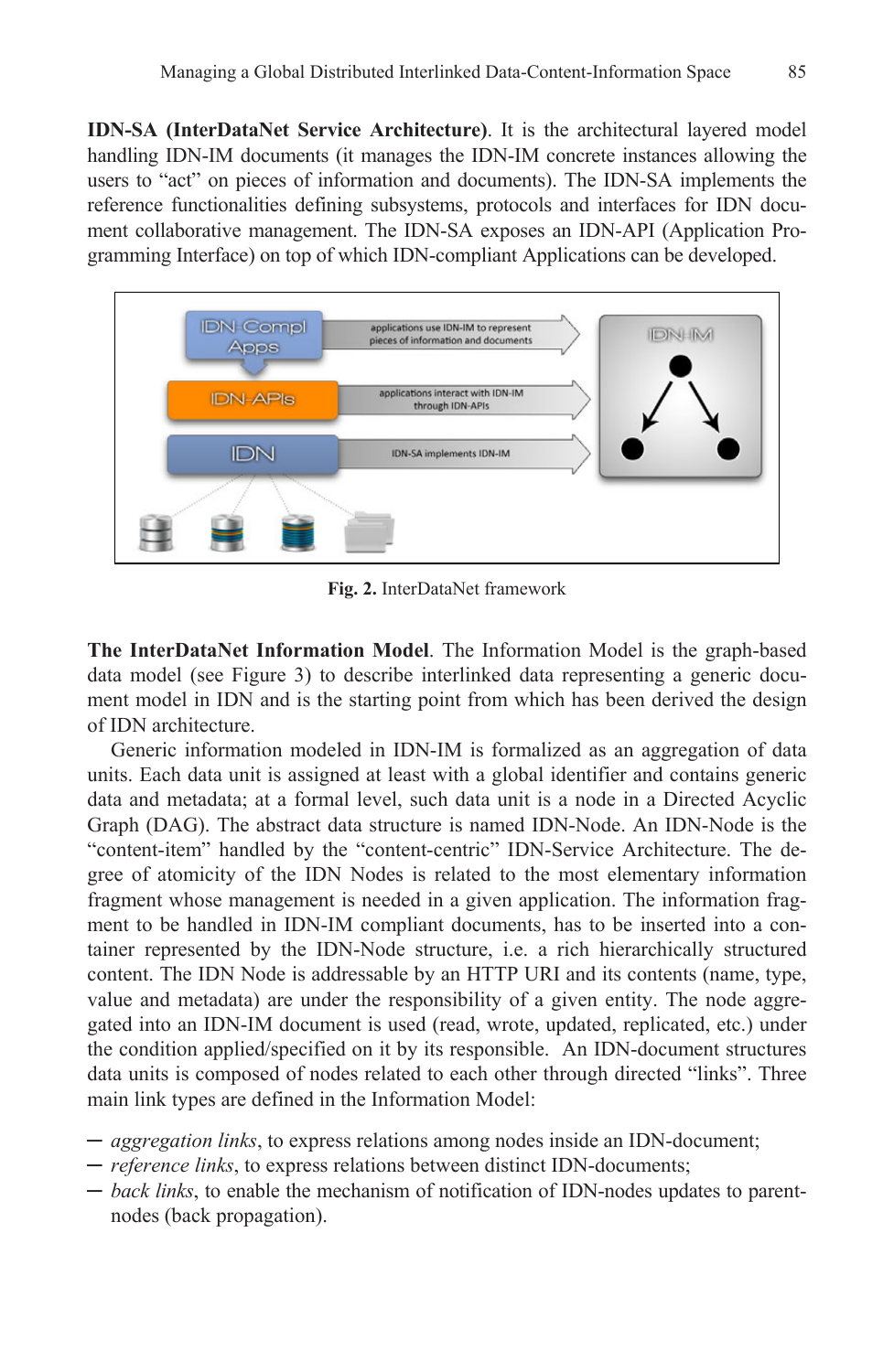**IDN-SA (InterDataNet Service Architecture)**. It is the architectural layered model handling IDN-IM documents (it manages the IDN-IM concrete instances allowing the users to "act" on pieces of information and documents). The IDN-SA implements the reference functionalities defining subsystems, protocols and interfaces for IDN document collaborative management. The IDN-SA exposes an IDN-API (Application Programming Interface) on top of which IDN-compliant Applications can be developed.

IDN-Compl Apps
applications use IDN-IM to represent pieces of information and documents
IDN-APIs
applications interact with IDN-IM through IDN-APIs
IDN
IDN-SA implements IDN-IM
IDN-IM

**Fig. 2.** InterDataNet framework

**The InterDataNet Information Model**. The Information Model is the graph-based data model (see Figure 3) to describe interlinked data representing a generic document model in IDN and is the starting point from which has been derived the design of IDN architecture.

Generic information modeled in IDN-IM is formalized as an aggregation of data units. Each data unit is assigned at least with a global identifier and contains generic data and metadata; at a formal level, such data unit is a node in a Directed Acyclic Graph (DAG). The abstract data structure is named IDN-Node. An IDN-Node is the "content-item" handled by the "content-centric" IDN-Service Architecture. The degree of atomicity of the IDN Nodes is related to the most elementary information fragment whose management is needed in a given application. The information fragment to be handled in IDN-IM compliant documents, has to be inserted into a container represented by the IDN-Node structure, i.e. a rich hierarchically structured content. The IDN Node is addressable by an HTTP URI and its contents (name, type, value and metadata) are under the responsibility of a given entity. The node aggregated into an IDN-IM document is used (read, wrote, updated, replicated, etc.) under the condition applied/specified on it by its responsible. An IDN-document structures data units is composed of nodes related to each other through directed "links". Three main link types are defined in the Information Model:

- *aggregation links*, to express relations among nodes inside an IDN-document;
- *reference links*, to express relations between distinct IDN-documents;
- *back links*, to enable the mechanism of notification of IDN-nodes updates to parent-nodes (back propagation).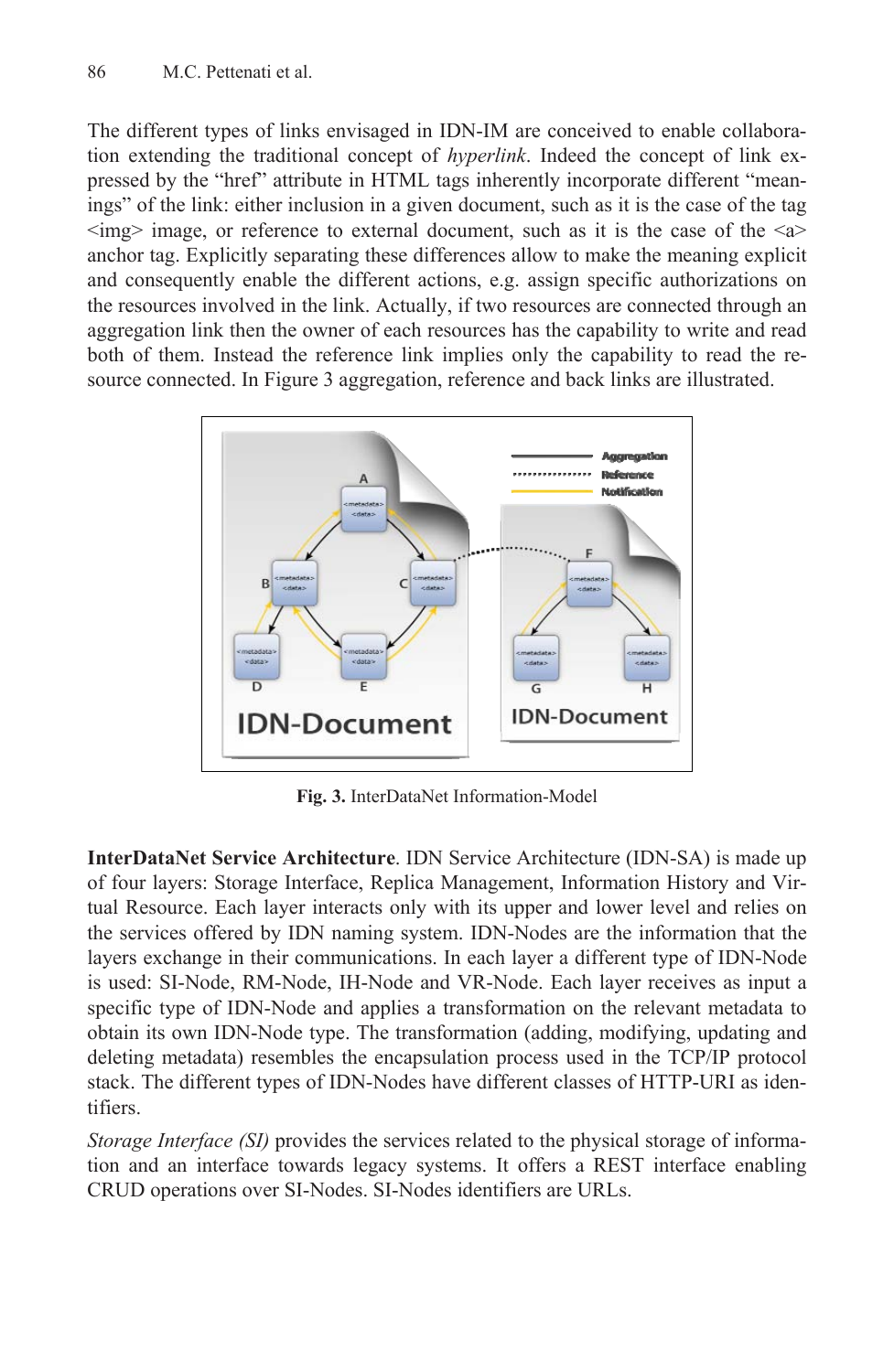The different types of links envisaged in IDN-IM are conceived to enable collaboration extending the traditional concept of *hyperlink*. Indeed the concept of link expressed by the "href" attribute in HTML tags inherently incorporate different "meanings" of the link: either inclusion in a given document, such as it is the case of the tag <img> image, or reference to external document, such as it is the case of the <a> anchor tag. Explicitly separating these differences allow to make the meaning explicit and consequently enable the different actions, e.g. assign specific authorizations on the resources involved in the link. Actually, if two resources are connected through an aggregation link then the owner of each resources has the capability to write and read both of them. Instead the reference link implies only the capability to read the resource connected. In Figure 3 aggregation, reference and back links are illustrated.

**Fig. 3.** InterDataNet Information-Model

**InterDataNet Service Architecture**. IDN Service Architecture (IDN-SA) is made up of four layers: Storage Interface, Replica Management, Information History and Virtual Resource. Each layer interacts only with its upper and lower level and relies on the services offered by IDN naming system. IDN-Nodes are the information that the layers exchange in their communications. In each layer a different type of IDN-Node is used: SI-Node, RM-Node, IH-Node and VR-Node. Each layer receives as input a specific type of IDN-Node and applies a transformation on the relevant metadata to obtain its own IDN-Node type. The transformation (adding, modifying, updating and deleting metadata) resembles the encapsulation process used in the TCP/IP protocol stack. The different types of IDN-Nodes have different classes of HTTP-URI as identifiers.

*Storage Interface (SI)* provides the services related to the physical storage of information and an interface towards legacy systems. It offers a REST interface enabling CRUD operations over SI-Nodes. SI-Nodes identifiers are URLs.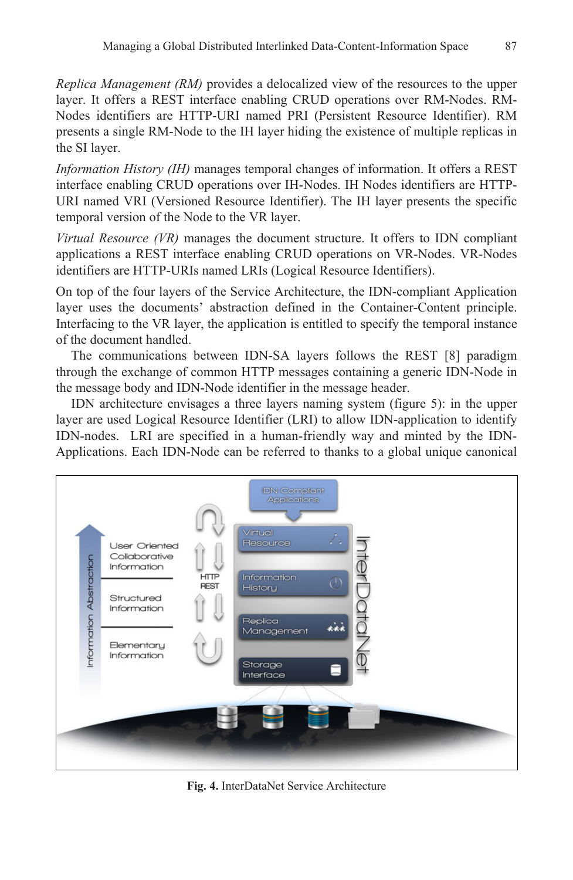*Replica Management (RM)* provides a delocalized view of the resources to the upper layer. It offers a REST interface enabling CRUD operations over RM-Nodes. RM-Nodes identifiers are HTTP-URI named PRI (Persistent Resource Identifier). RM presents a single RM-Node to the IH layer hiding the existence of multiple replicas in the SI layer.

*Information History (IH)* manages temporal changes of information. It offers a REST interface enabling CRUD operations over IH-Nodes. IH Nodes identifiers are HTTP-URI named VRI (Versioned Resource Identifier). The IH layer presents the specific temporal version of the Node to the VR layer.

*Virtual Resource (VR)* manages the document structure. It offers to IDN compliant applications a REST interface enabling CRUD operations on VR-Nodes. VR-Nodes identifiers are HTTP-URIs named LRIs (Logical Resource Identifiers).

On top of the four layers of the Service Architecture, the IDN-compliant Application layer uses the documents' abstraction defined in the Container-Content principle. Interfacing to the VR layer, the application is entitled to specify the temporal instance of the document handled.

The communications between IDN-SA layers follows the REST [8] paradigm through the exchange of common HTTP messages containing a generic IDN-Node in the message body and IDN-Node identifier in the message header.

IDN architecture envisages a three layers naming system (figure 5): in the upper layer are used Logical Resource Identifier (LRI) to allow IDN-application to identify IDN-nodes. LRI are specified in a human-friendly way and minted by the IDN-Applications. Each IDN-Node can be referred to thanks to a global unique canonical

**Fig. 4.** InterDataNet Service Architecture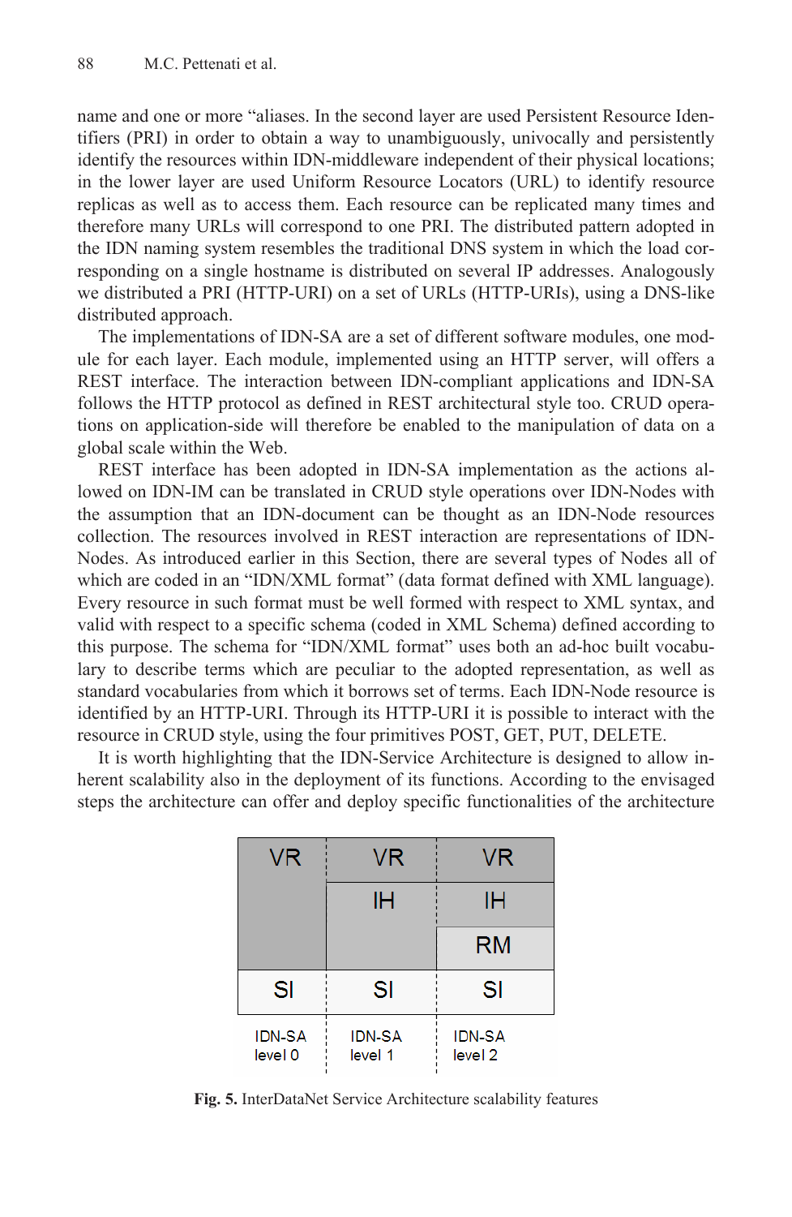name and one or more "aliases. In the second layer are used Persistent Resource Identifiers (PRI) in order to obtain a way to unambiguously, univocally and persistently identify the resources within IDN-middleware independent of their physical locations; in the lower layer are used Uniform Resource Locators (URL) to identify resource replicas as well as to access them. Each resource can be replicated many times and therefore many URLs will correspond to one PRI. The distributed pattern adopted in the IDN naming system resembles the traditional DNS system in which the load corresponding on a single hostname is distributed on several IP addresses. Analogously we distributed a PRI (HTTP-URI) on a set of URLs (HTTP-URIs), using a DNS-like distributed approach.

The implementations of IDN-SA are a set of different software modules, one module for each layer. Each module, implemented using an HTTP server, will offers a REST interface. The interaction between IDN-compliant applications and IDN-SA follows the HTTP protocol as defined in REST architectural style too. CRUD operations on application-side will therefore be enabled to the manipulation of data on a global scale within the Web.

REST interface has been adopted in IDN-SA implementation as the actions allowed on IDN-IM can be translated in CRUD style operations over IDN-Nodes with the assumption that an IDN-document can be thought as an IDN-Node resources collection. The resources involved in REST interaction are representations of IDN-Nodes. As introduced earlier in this Section, there are several types of Nodes all of which are coded in an "IDN/XML format" (data format defined with XML language). Every resource in such format must be well formed with respect to XML syntax, and valid with respect to a specific schema (coded in XML Schema) defined according to this purpose. The schema for "IDN/XML format" uses both an ad-hoc built vocabulary to describe terms which are peculiar to the adopted representation, as well as standard vocabularies from which it borrows set of terms. Each IDN-Node resource is identified by an HTTP-URI. Through its HTTP-URI it is possible to interact with the resource in CRUD style, using the four primitives POST, GET, PUT, DELETE.

It is worth highlighting that the IDN-Service Architecture is designed to allow inherent scalability also in the deployment of its functions. According to the envisaged steps the architecture can offer and deploy specific functionalities of the architecture

| IDN-SA level 0 | IDN-SA level 1 | IDN-SA level 2 |
|---|---|---|
| VR | VR | VR |
| | IH | IH |
| | | RM |
| SI | SI | SI |

**Fig. 5.** InterDataNet Service Architecture scalability features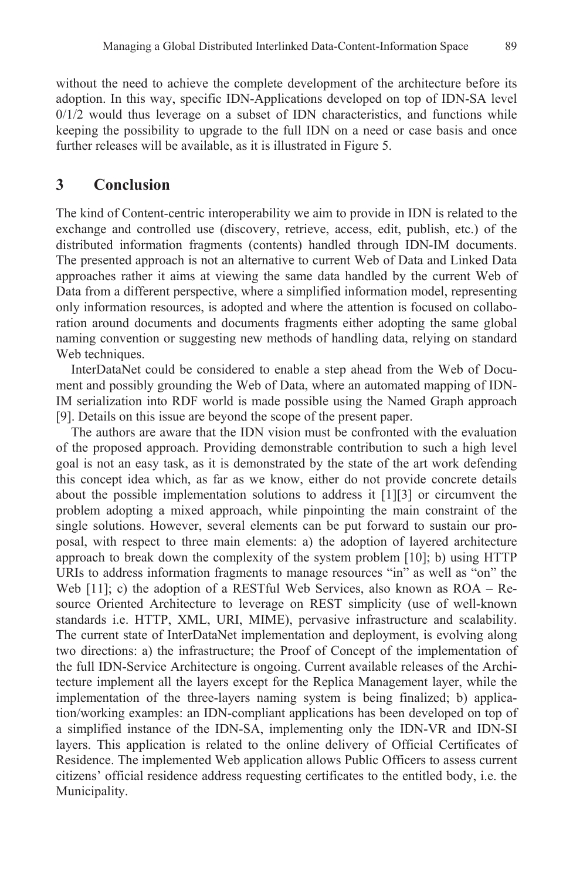without the need to achieve the complete development of the architecture before its adoption. In this way, specific IDN-Applications developed on top of IDN-SA level 0/1/2 would thus leverage on a subset of IDN characteristics, and functions while keeping the possibility to upgrade to the full IDN on a need or case basis and once further releases will be available, as it is illustrated in Figure 5.

## 3 Conclusion

The kind of Content-centric interoperability we aim to provide in IDN is related to the exchange and controlled use (discovery, retrieve, access, edit, publish, etc.) of the distributed information fragments (contents) handled through IDN-IM documents. The presented approach is not an alternative to current Web of Data and Linked Data approaches rather it aims at viewing the same data handled by the current Web of Data from a different perspective, where a simplified information model, representing only information resources, is adopted and where the attention is focused on collaboration around documents and documents fragments either adopting the same global naming convention or suggesting new methods of handling data, relying on standard Web techniques.

InterDataNet could be considered to enable a step ahead from the Web of Document and possibly grounding the Web of Data, where an automated mapping of IDN-IM serialization into RDF world is made possible using the Named Graph approach [9]. Details on this issue are beyond the scope of the present paper.

The authors are aware that the IDN vision must be confronted with the evaluation of the proposed approach. Providing demonstrable contribution to such a high level goal is not an easy task, as it is demonstrated by the state of the art work defending this concept idea which, as far as we know, either do not provide concrete details about the possible implementation solutions to address it [1][3] or circumvent the problem adopting a mixed approach, while pinpointing the main constraint of the single solutions. However, several elements can be put forward to sustain our proposal, with respect to three main elements: a) the adoption of layered architecture approach to break down the complexity of the system problem [10]; b) using HTTP URIs to address information fragments to manage resources "in" as well as "on" the Web [11]; c) the adoption of a RESTful Web Services, also known as ROA – Resource Oriented Architecture to leverage on REST simplicity (use of well-known standards i.e. HTTP, XML, URI, MIME), pervasive infrastructure and scalability. The current state of InterDataNet implementation and deployment, is evolving along two directions: a) the infrastructure; the Proof of Concept of the implementation of the full IDN-Service Architecture is ongoing. Current available releases of the Architecture implement all the layers except for the Replica Management layer, while the implementation of the three-layers naming system is being finalized; b) application/working examples: an IDN-compliant applications has been developed on top of a simplified instance of the IDN-SA, implementing only the IDN-VR and IDN-SI layers. This application is related to the online delivery of Official Certificates of Residence. The implemented Web application allows Public Officers to assess current citizens' official residence address requesting certificates to the entitled body, i.e. the Municipality.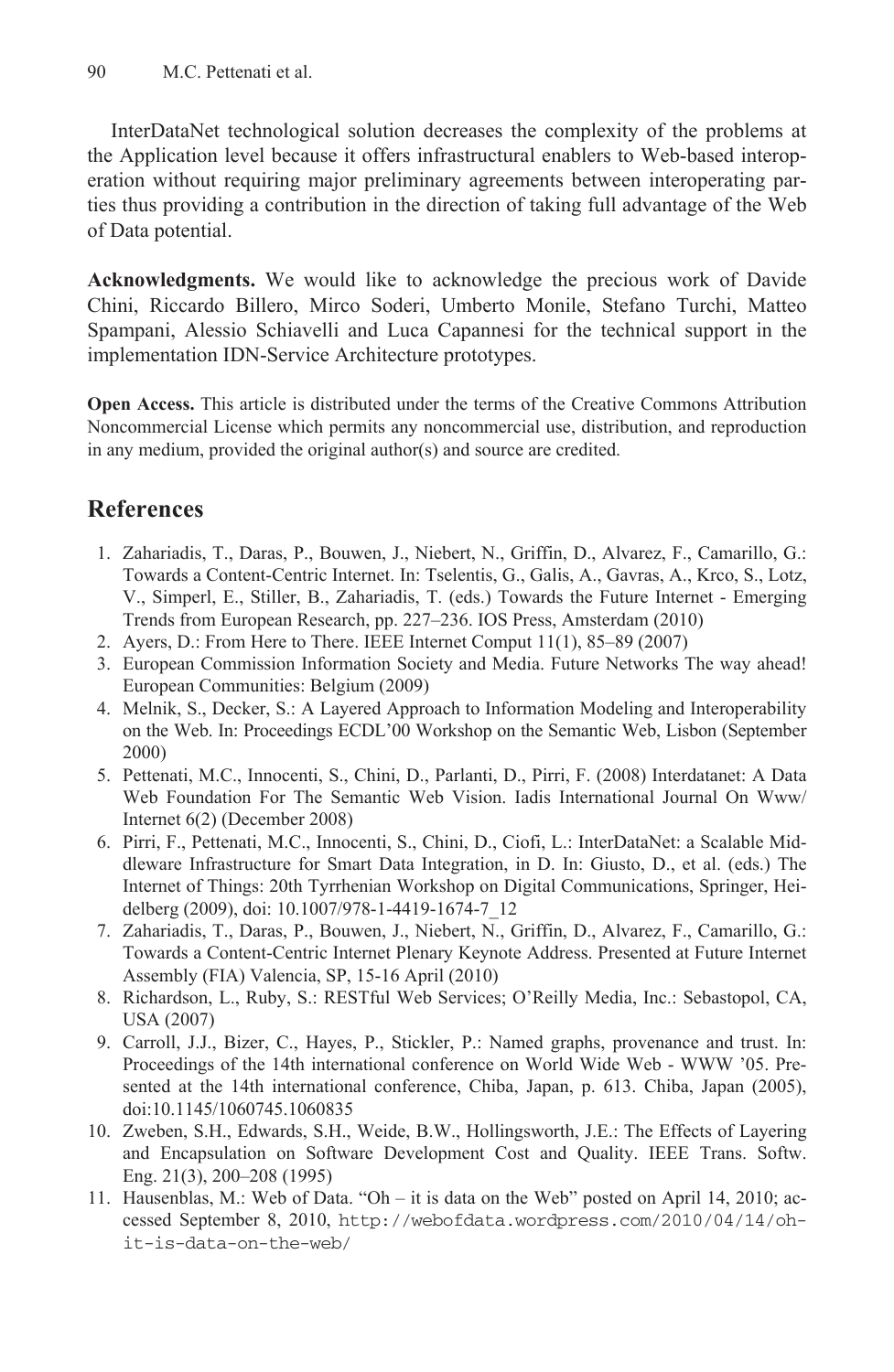InterDataNet technological solution decreases the complexity of the problems at the Application level because it offers infrastructural enablers to Web-based interoperation without requiring major preliminary agreements between interoperating parties thus providing a contribution in the direction of taking full advantage of the Web of Data potential.

**Acknowledgments.** We would like to acknowledge the precious work of Davide Chini, Riccardo Billero, Mirco Soderi, Umberto Monile, Stefano Turchi, Matteo Spampani, Alessio Schiavelli and Luca Capannesi for the technical support in the implementation IDN-Service Architecture prototypes.

**Open Access.** This article is distributed under the terms of the Creative Commons Attribution Noncommercial License which permits any noncommercial use, distribution, and reproduction in any medium, provided the original author(s) and source are credited.

## References

1. Zahariadis, T., Daras, P., Bouwen, J., Niebert, N., Griffin, D., Alvarez, F., Camarillo, G.: Towards a Content-Centric Internet. In: Tselentis, G., Galis, A., Gavras, A., Krco, S., Lotz, V., Simperl, E., Stiller, B., Zahariadis, T. (eds.) Towards the Future Internet - Emerging Trends from European Research, pp. 227–236. IOS Press, Amsterdam (2010)
2. Ayers, D.: From Here to There. IEEE Internet Comput 11(1), 85–89 (2007)
3. European Commission Information Society and Media. Future Networks The way ahead! European Communities: Belgium (2009)
4. Melnik, S., Decker, S.: A Layered Approach to Information Modeling and Interoperability on the Web. In: Proceedings ECDL'00 Workshop on the Semantic Web, Lisbon (September 2000)
5. Pettenati, M.C., Innocenti, S., Chini, D., Parlanti, D., Pirri, F. (2008) Interdatanet: A Data Web Foundation For The Semantic Web Vision. Iadis International Journal On Www/ Internet 6(2) (December 2008)
6. Pirri, F., Pettenati, M.C., Innocenti, S., Chini, D., Ciofi, L.: InterDataNet: a Scalable Middleware Infrastructure for Smart Data Integration, in D. In: Giusto, D., et al. (eds.) The Internet of Things: 20th Tyrrhenian Workshop on Digital Communications, Springer, Heidelberg (2009), doi: 10.1007/978-1-4419-1674-7_12
7. Zahariadis, T., Daras, P., Bouwen, J., Niebert, N., Griffin, D., Alvarez, F., Camarillo, G.: Towards a Content-Centric Internet Plenary Keynote Address. Presented at Future Internet Assembly (FIA) Valencia, SP, 15-16 April (2010)
8. Richardson, L., Ruby, S.: RESTful Web Services; O'Reilly Media, Inc.: Sebastopol, CA, USA (2007)
9. Carroll, J.J., Bizer, C., Hayes, P., Stickler, P.: Named graphs, provenance and trust. In: Proceedings of the 14th international conference on World Wide Web - WWW '05. Presented at the 14th international conference, Chiba, Japan, p. 613. Chiba, Japan (2005), doi:10.1145/1060745.1060835
10. Zweben, S.H., Edwards, S.H., Weide, B.W., Hollingsworth, J.E.: The Effects of Layering and Encapsulation on Software Development Cost and Quality. IEEE Trans. Softw. Eng. 21(3), 200–208 (1995)
11. Hausenblas, M.: Web of Data. "Oh – it is data on the Web" posted on April 14, 2010; accessed September 8, 2010, http://webofdata.wordpress.com/2010/04/14/oh-it-is-data-on-the-web/